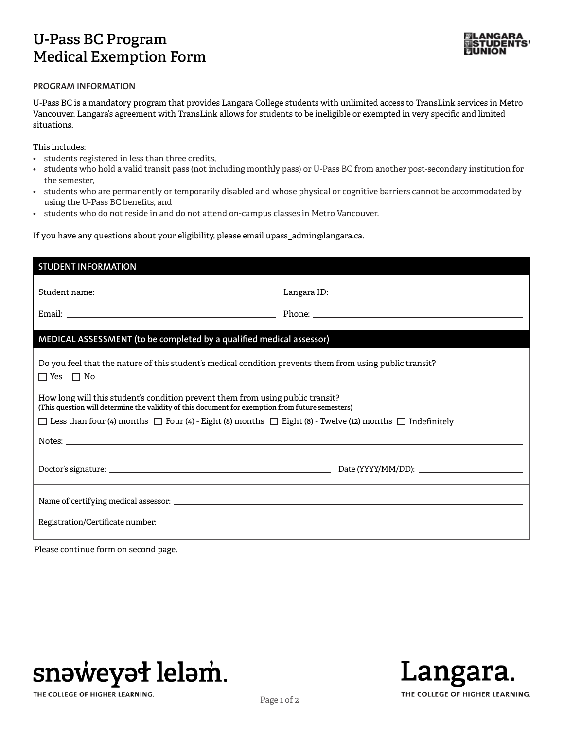# U-Pass BC Program Medical Exemption Form

LANGARA STUDENTS' UNION

PROGRAM INFORMATION

U-Pass BC is a mandatory program that provides Langara College students with unlimited access to TransLink services in Metro Vancouver. Langara's agreement with TransLink allows for students to be ineligible or exempted in very specific and limited situations.

This includes:

- students registered in less than three credits,
- students who hold a valid transit pass (not including monthly pass) or U-Pass BC from another post-secondary institution for the semester,
- students who are permanently or temporarily disabled and whose physical or cognitive barriers cannot be accommodated by using the U-Pass BC benefits, and
- students who do not reside in and do not attend on-campus classes in Metro Vancouver.

If you have any questions about your eligibility, please email upass_admin@langara.ca.

## STUDENT INFORMATION

Student name: ______________________ Langara ID: ______________________

Email: ______________________ Phone: ______________________

## MEDICAL ASSESSMENT (to be completed by a qualified medical assessor)

Do you feel that the nature of this student's medical condition prevents them from using public transit?

☐ Yes ☐ No

How long will this student's condition prevent them from using public transit?
**(This question will determine the validity of this document for exemption from future semesters)**

☐ Less than four (4) months ☐ Four (4) - Eight (8) months ☐ Eight (8) - Twelve (12) months ☐ Indefinitely

Notes: ______________________

Doctor's signature: ______________________ Date (YYYY/MM/DD): ______________________

Name of certifying medical assessor: ______________________

Registration/Certificate number: ______________________

Please continue form on second page.

snəw̓eyəɬ leləm̓.
THE COLLEGE OF HIGHER LEARNING.

Langara.
THE COLLEGE OF HIGHER LEARNING.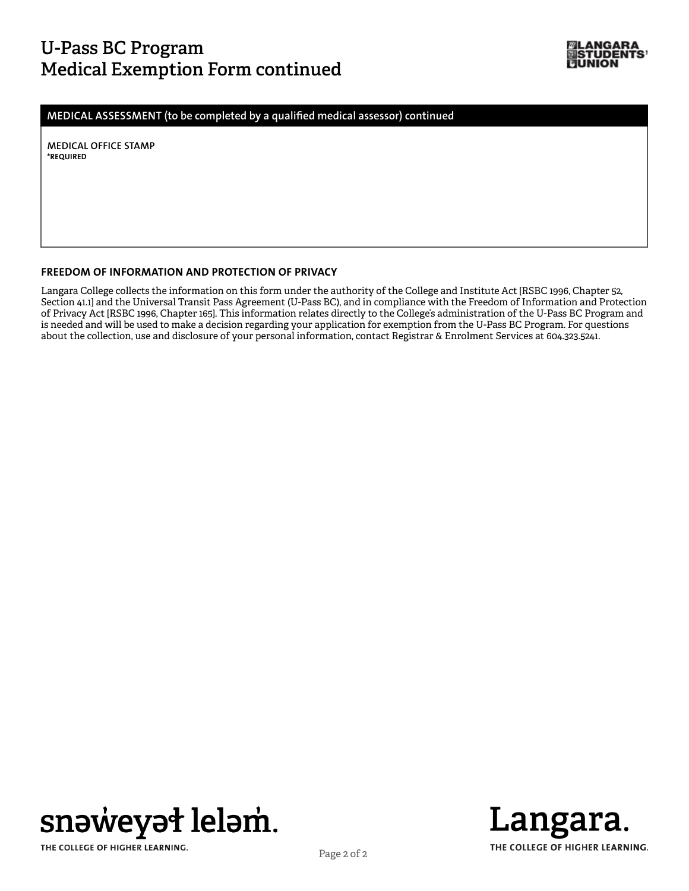# U-Pass BC Program
# Medical Exemption Form continued

## MEDICAL ASSESSMENT (to be completed by a qualified medical assessor) continued

MEDICAL OFFICE STAMP
**\*REQUIRED**

### FREEDOM OF INFORMATION AND PROTECTION OF PRIVACY

Langara College collects the information on this form under the authority of the College and Institute Act [RSBC 1996, Chapter 52, Section 41.1] and the Universal Transit Pass Agreement (U-Pass BC), and in compliance with the Freedom of Information and Protection of Privacy Act [RSBC 1996, Chapter 165]. This information relates directly to the College's administration of the U-Pass BC Program and is needed and will be used to make a decision regarding your application for exemption from the U-Pass BC Program. For questions about the collection, use and disclosure of your personal information, contact Registrar & Enrolment Services at 604.323.5241.

snəw̓eyəɬ leləm̓.
THE COLLEGE OF HIGHER LEARNING.

Langara.
THE COLLEGE OF HIGHER LEARNING.